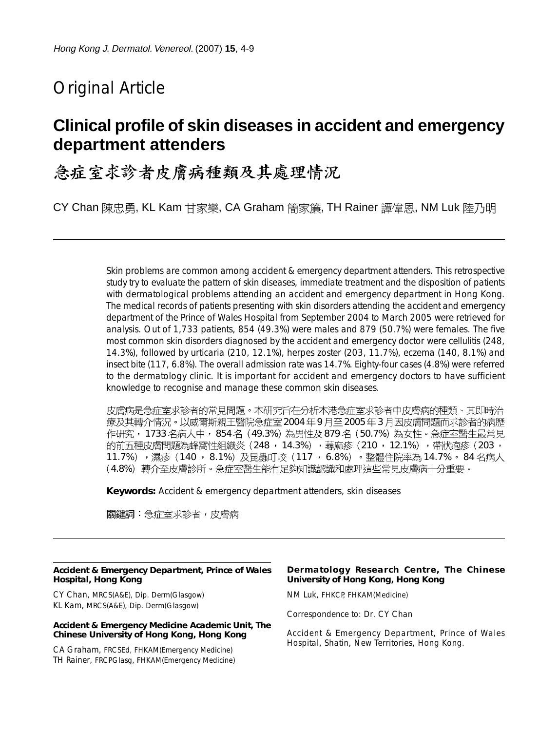Original Article

# Clinical profile of skin diseases in accident and emergency department attenders

# 急症室求診者皮膚病種類及其處理情況

CY Chan 陳忠勇, KL Kam 甘家樂, CA Graham 簡家廉, TH Rainer 譚偉恩, NM Luk 陸乃明

---

Skin problems are common among accident & emergency department attenders. This retrospective study try to evaluate the pattern of skin diseases, immediate treatment and the disposition of patients with dermatological problems attending an accident and emergency department in Hong Kong. The medical records of patients presenting with skin disorders attending the accident and emergency department of the Prince of Wales Hospital from September 2004 to March 2005 were retrieved for analysis. Out of 1,733 patients, 854 (49.3%) were males and 879 (50.7%) were females. The five most common skin disorders diagnosed by the accident and emergency doctor were cellulitis (248, 14.3%), followed by urticaria (210, 12.1%), herpes zoster (203, 11.7%), eczema (140, 8.1%) and insect bite (117, 6.8%). The overall admission rate was 14.7%. Eighty-four cases (4.8%) were referred to the dermatology clinic. It is important for accident and emergency doctors to have sufficient knowledge to recognise and manage these common skin diseases.

皮膚病是急症室求診者的常見問題。本研究旨在分析本港急症室求診者中皮膚病的種類、其即時治療及其轉介情況。以威爾斯親王醫院急症室2004年9月至2005年3月因皮膚問題而求診者的病歷作研究，1733名病人中，854名（49.3%）為男性及879名（50.7%）為女性。急症室醫生最常見的前五種皮膚問題為蜂窩性組織炎（248，14.3%），蕁麻疹（210，12.1%），帶狀疱疹（203，11.7%），濕疹（140，8.1%）及昆蟲叮咬（117，6.8%）。整體住院率為14.7%。84名病人（4.8%）轉介至皮膚診所。急症室醫生能有足夠知識認識和處理這些常見皮膚病十分重要。

**Keywords:** Accident & emergency department attenders, skin diseases

**關鍵詞：**急症室求診者，皮膚病

---

**Accident & Emergency Department, Prince of Wales Hospital, Hong Kong**

CY Chan, MRCS(A&E), Dip. Derm(Glasgow)
KL Kam, MRCS(A&E), Dip. Derm(Glasgow)

**Accident & Emergency Medicine Academic Unit, The Chinese University of Hong Kong, Hong Kong**

CA Graham, FRCSEd, FHKAM(Emergency Medicine)
TH Rainer, FRCPGlasg, FHKAM(Emergency Medicine)

**Dermatology Research Centre, The Chinese University of Hong Kong, Hong Kong**

NM Luk, FHKCP, FHKAM(Medicine)

Correspondence to: Dr. CY Chan

Accident & Emergency Department, Prince of Wales Hospital, Shatin, New Territories, Hong Kong.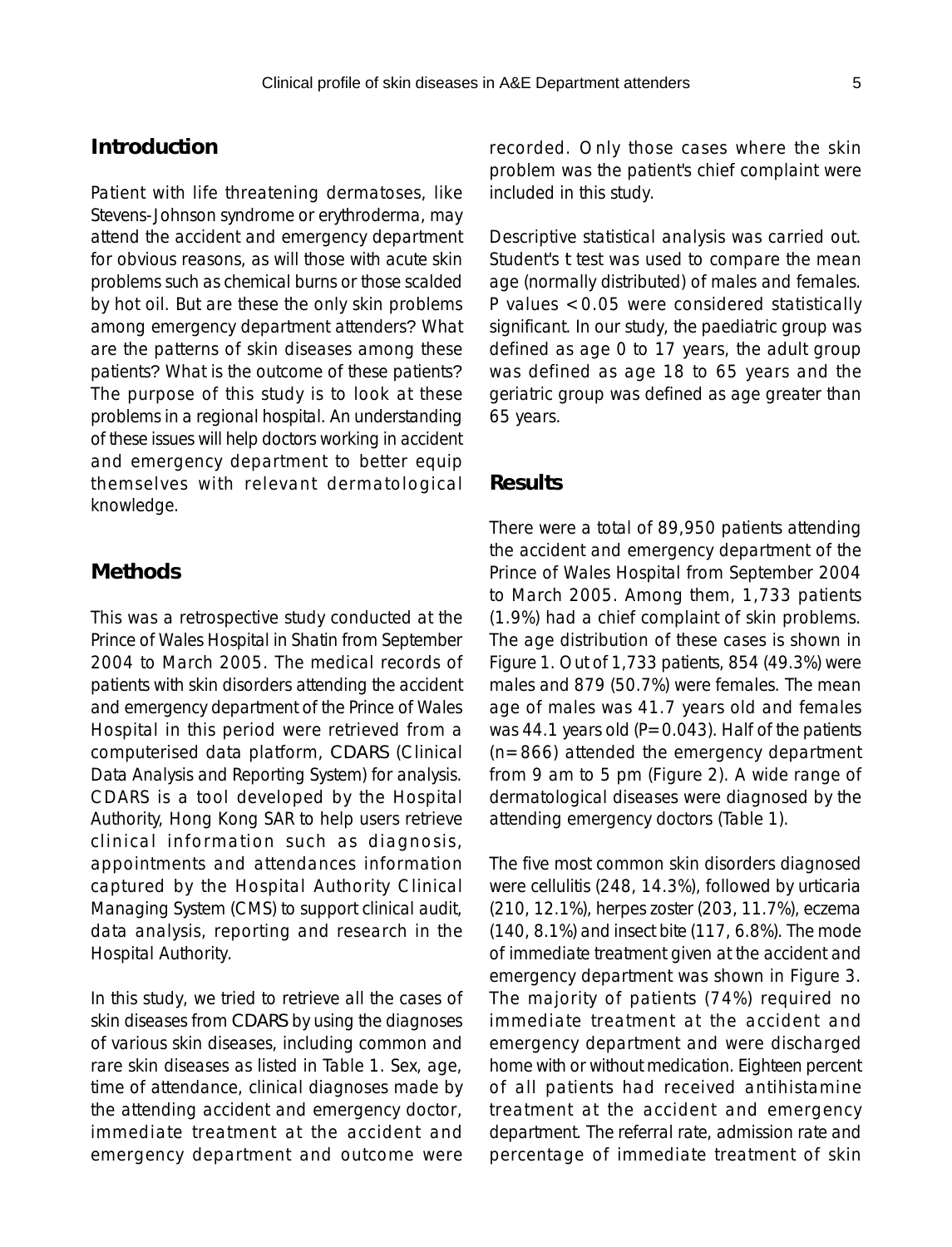## Introduction

Patient with life threatening dermatoses, like Stevens-Johnson syndrome or erythroderma, may attend the accident and emergency department for obvious reasons, as will those with acute skin problems such as chemical burns or those scalded by hot oil. But are these the only skin problems among emergency department attenders? What are the patterns of skin diseases among these patients? What is the outcome of these patients? The purpose of this study is to look at these problems in a regional hospital. An understanding of these issues will help doctors working in accident and emergency department to better equip themselves with relevant dermatological knowledge.

## Methods

This was a retrospective study conducted at the Prince of Wales Hospital in Shatin from September 2004 to March 2005. The medical records of patients with skin disorders attending the accident and emergency department of the Prince of Wales Hospital in this period were retrieved from a computerised data platform, CDARS (Clinical Data Analysis and Reporting System) for analysis. CDARS is a tool developed by the Hospital Authority, Hong Kong SAR to help users retrieve clinical information such as diagnosis, appointments and attendances information captured by the Hospital Authority Clinical Managing System (CMS) to support clinical audit, data analysis, reporting and research in the Hospital Authority.

In this study, we tried to retrieve all the cases of skin diseases from CDARS by using the diagnoses of various skin diseases, including common and rare skin diseases as listed in Table 1. Sex, age, time of attendance, clinical diagnoses made by the attending accident and emergency doctor, immediate treatment at the accident and emergency department and outcome were recorded. Only those cases where the skin problem was the patient's chief complaint were included in this study.

Descriptive statistical analysis was carried out. Student's t test was used to compare the mean age (normally distributed) of males and females. P values <0.05 were considered statistically significant. In our study, the paediatric group was defined as age 0 to 17 years, the adult group was defined as age 18 to 65 years and the geriatric group was defined as age greater than 65 years.

## Results

There were a total of 89,950 patients attending the accident and emergency department of the Prince of Wales Hospital from September 2004 to March 2005. Among them, 1,733 patients (1.9%) had a chief complaint of skin problems. The age distribution of these cases is shown in Figure 1. Out of 1,733 patients, 854 (49.3%) were males and 879 (50.7%) were females. The mean age of males was 41.7 years old and females was 44.1 years old (P=0.043). Half of the patients (n=866) attended the emergency department from 9 am to 5 pm (Figure 2). A wide range of dermatological diseases were diagnosed by the attending emergency doctors (Table 1).

The five most common skin disorders diagnosed were cellulitis (248, 14.3%), followed by urticaria (210, 12.1%), herpes zoster (203, 11.7%), eczema (140, 8.1%) and insect bite (117, 6.8%). The mode of immediate treatment given at the accident and emergency department was shown in Figure 3. The majority of patients (74%) required no immediate treatment at the accident and emergency department and were discharged home with or without medication. Eighteen percent of all patients had received antihistamine treatment at the accident and emergency department. The referral rate, admission rate and percentage of immediate treatment of skin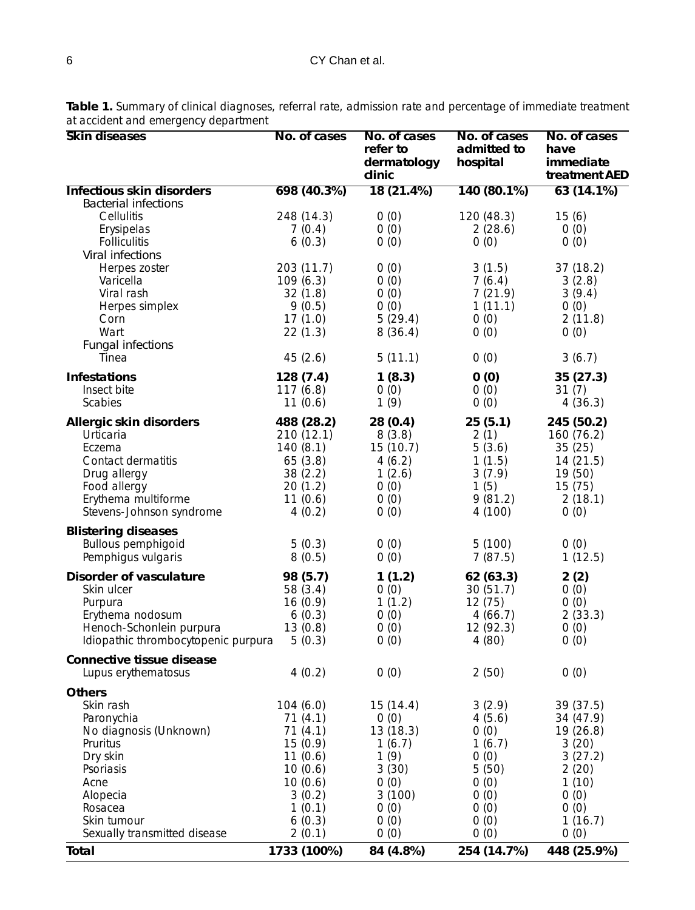**Table 1.** Summary of clinical diagnoses, referral rate, admission rate and percentage of immediate treatment at accident and emergency department

| Skin diseases | No. of cases | No. of cases refer to dermatology clinic | No. of cases admitted to hospital | No. of cases have immediate treatment AED |
|---|---|---|---|---|
| **Infectious skin disorders** | **698 (40.3%)** | **18 (21.4%)** | **140 (80.1%)** | **63 (14.1%)** |
| Bacterial infections | | | | |
| Cellulitis | 248 (14.3) | 0 (0) | 120 (48.3) | 15 (6) |
| Erysipelas | 7 (0.4) | 0 (0) | 2 (28.6) | 0 (0) |
| Folliculitis | 6 (0.3) | 0 (0) | 0 (0) | 0 (0) |
| Viral infections | | | | |
| Herpes zoster | 203 (11.7) | 0 (0) | 3 (1.5) | 37 (18.2) |
| Varicella | 109 (6.3) | 0 (0) | 7 (6.4) | 3 (2.8) |
| Viral rash | 32 (1.8) | 0 (0) | 7 (21.9) | 3 (9.4) |
| Herpes simplex | 9 (0.5) | 0 (0) | 1 (11.1) | 0 (0) |
| Corn | 17 (1.0) | 5 (29.4) | 0 (0) | 2 (11.8) |
| Wart | 22 (1.3) | 8 (36.4) | 0 (0) | 0 (0) |
| Fungal infections | | | | |
| Tinea | 45 (2.6) | 5 (11.1) | 0 (0) | 3 (6.7) |
| **Infestations** | **128 (7.4)** | **1 (8.3)** | **0 (0)** | **35 (27.3)** |
| Insect bite | 117 (6.8) | 0 (0) | 0 (0) | 31 (7) |
| Scabies | 11 (0.6) | 1 (9) | 0 (0) | 4 (36.3) |
| **Allergic skin disorders** | **488 (28.2)** | **28 (0.4)** | **25 (5.1)** | **245 (50.2)** |
| Urticaria | 210 (12.1) | 8 (3.8) | 2 (1) | 160 (76.2) |
| Eczema | 140 (8.1) | 15 (10.7) | 5 (3.6) | 35 (25) |
| Contact dermatitis | 65 (3.8) | 4 (6.2) | 1 (1.5) | 14 (21.5) |
| Drug allergy | 38 (2.2) | 1 (2.6) | 3 (7.9) | 19 (50) |
| Food allergy | 20 (1.2) | 0 (0) | 1 (5) | 15 (75) |
| Erythema multiforme | 11 (0.6) | 0 (0) | 9 (81.2) | 2 (18.1) |
| Stevens-Johnson syndrome | 4 (0.2) | 0 (0) | 4 (100) | 0 (0) |
| **Blistering diseases** | | | | |
| Bullous pemphigoid | 5 (0.3) | 0 (0) | 5 (100) | 0 (0) |
| Pemphigus vulgaris | 8 (0.5) | 0 (0) | 7 (87.5) | 1 (12.5) |
| **Disorder of vasculature** | **98 (5.7)** | **1 (1.2)** | **62 (63.3)** | **2 (2)** |
| Skin ulcer | 58 (3.4) | 0 (0) | 30 (51.7) | 0 (0) |
| Purpura | 16 (0.9) | 1 (1.2) | 12 (75) | 0 (0) |
| Erythema nodosum | 6 (0.3) | 0 (0) | 4 (66.7) | 2 (33.3) |
| Henoch-Schonlein purpura | 13 (0.8) | 0 (0) | 12 (92.3) | 0 (0) |
| Idiopathic thrombocytopenic purpura | 5 (0.3) | 0 (0) | 4 (80) | 0 (0) |
| **Connective tissue disease** | | | | |
| Lupus erythematosus | 4 (0.2) | 0 (0) | 2 (50) | 0 (0) |
| **Others** | | | | |
| Skin rash | 104 (6.0) | 15 (14.4) | 3 (2.9) | 39 (37.5) |
| Paronychia | 71 (4.1) | 0 (0) | 4 (5.6) | 34 (47.9) |
| No diagnosis (Unknown) | 71 (4.1) | 13 (18.3) | 0 (0) | 19 (26.8) |
| Pruritus | 15 (0.9) | 1 (6.7) | 1 (6.7) | 3 (20) |
| Dry skin | 11 (0.6) | 1 (9) | 0 (0) | 3 (27.2) |
| Psoriasis | 10 (0.6) | 3 (30) | 5 (50) | 2 (20) |
| Acne | 10 (0.6) | 0 (0) | 0 (0) | 1 (10) |
| Alopecia | 3 (0.2) | 3 (100) | 0 (0) | 0 (0) |
| Rosacea | 1 (0.1) | 0 (0) | 0 (0) | 0 (0) |
| Skin tumour | 6 (0.3) | 0 (0) | 0 (0) | 1 (16.7) |
| Sexually transmitted disease | 2 (0.1) | 0 (0) | 0 (0) | 0 (0) |
| **Total** | **1733 (100%)** | **84 (4.8%)** | **254 (14.7%)** | **448 (25.9%)** |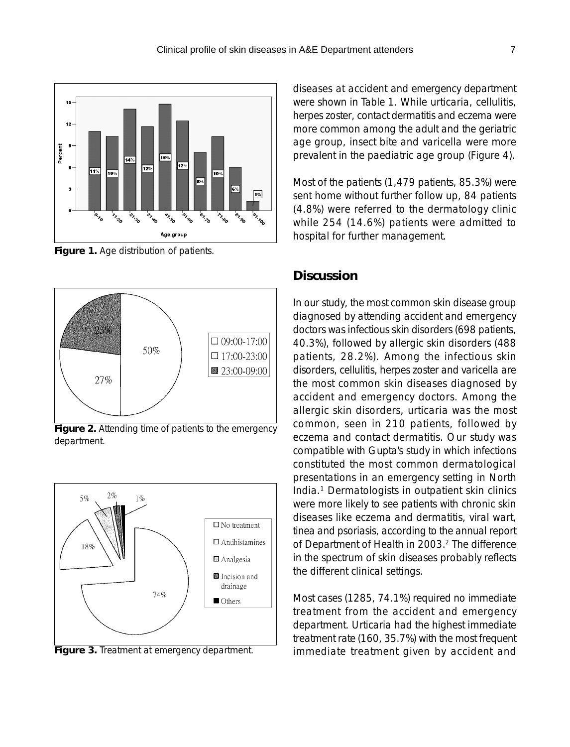Figure 1. Age distribution of patients.

Figure 2. Attending time of patients to the emergency department.

Figure 3. Treatment at emergency department.

diseases at accident and emergency department were shown in Table 1. While urticaria, cellulitis, herpes zoster, contact dermatitis and eczema were more common among the adult and the geriatric age group, insect bite and varicella were more prevalent in the paediatric age group (Figure 4).

Most of the patients (1,479 patients, 85.3%) were sent home without further follow up, 84 patients (4.8%) were referred to the dermatology clinic while 254 (14.6%) patients were admitted to hospital for further management.

## Discussion

In our study, the most common skin disease group diagnosed by attending accident and emergency doctors was infectious skin disorders (698 patients, 40.3%), followed by allergic skin disorders (488 patients, 28.2%). Among the infectious skin disorders, cellulitis, herpes zoster and varicella are the most common skin diseases diagnosed by accident and emergency doctors. Among the allergic skin disorders, urticaria was the most common, seen in 210 patients, followed by eczema and contact dermatitis. Our study was compatible with Gupta's study in which infections constituted the most common dermatological presentations in an emergency setting in North India.[1] Dermatologists in outpatient skin clinics were more likely to see patients with chronic skin diseases like eczema and dermatitis, viral wart, tinea and psoriasis, according to the annual report of Department of Health in 2003.[2] The difference in the spectrum of skin diseases probably reflects the different clinical settings.

Most cases (1285, 74.1%) required no immediate treatment from the accident and emergency department. Urticaria had the highest immediate treatment rate (160, 35.7%) with the most frequent immediate treatment given by accident and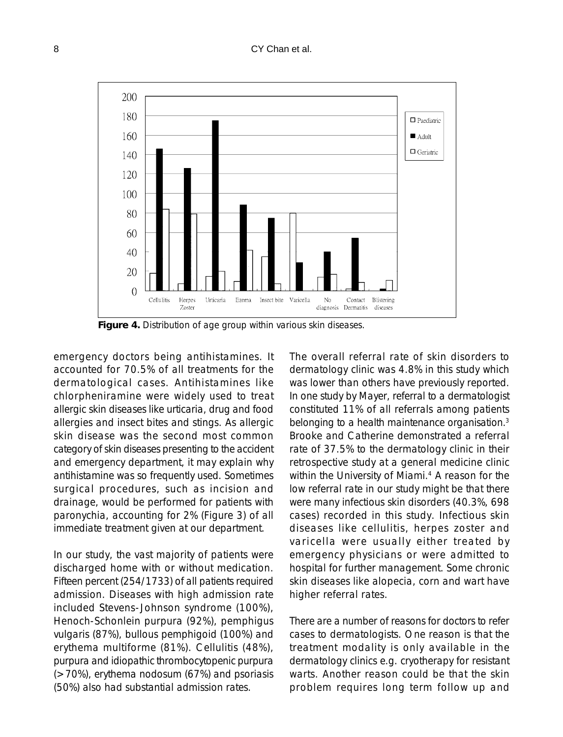**Figure 4.** Distribution of age group within various skin diseases.

emergency doctors being antihistamines. It accounted for 70.5% of all treatments for the dermatological cases. Antihistamines like chlorpheniramine were widely used to treat allergic skin diseases like urticaria, drug and food allergies and insect bites and stings. As allergic skin disease was the second most common category of skin diseases presenting to the accident and emergency department, it may explain why antihistamine was so frequently used. Sometimes surgical procedures, such as incision and drainage, would be performed for patients with paronychia, accounting for 2% (Figure 3) of all immediate treatment given at our department.

In our study, the vast majority of patients were discharged home with or without medication. Fifteen percent (254/1733) of all patients required admission. Diseases with high admission rate included Stevens-Johnson syndrome (100%), Henoch-Schonlein purpura (92%), pemphigus vulgaris (87%), bullous pemphigoid (100%) and erythema multiforme (81%). Cellulitis (48%), purpura and idiopathic thrombocytopenic purpura (>70%), erythema nodosum (67%) and psoriasis (50%) also had substantial admission rates.

The overall referral rate of skin disorders to dermatology clinic was 4.8% in this study which was lower than others have previously reported. In one study by Mayer, referral to a dermatologist constituted 11% of all referrals among patients belonging to a health maintenance organisation.[3] Brooke and Catherine demonstrated a referral rate of 37.5% to the dermatology clinic in their retrospective study at a general medicine clinic within the University of Miami.[4] A reason for the low referral rate in our study might be that there were many infectious skin disorders (40.3%, 698 cases) recorded in this study. Infectious skin diseases like cellulitis, herpes zoster and varicella were usually either treated by emergency physicians or were admitted to hospital for further management. Some chronic skin diseases like alopecia, corn and wart have higher referral rates.

There are a number of reasons for doctors to refer cases to dermatologists. One reason is that the treatment modality is only available in the dermatology clinics e.g. cryotherapy for resistant warts. Another reason could be that the skin problem requires long term follow up and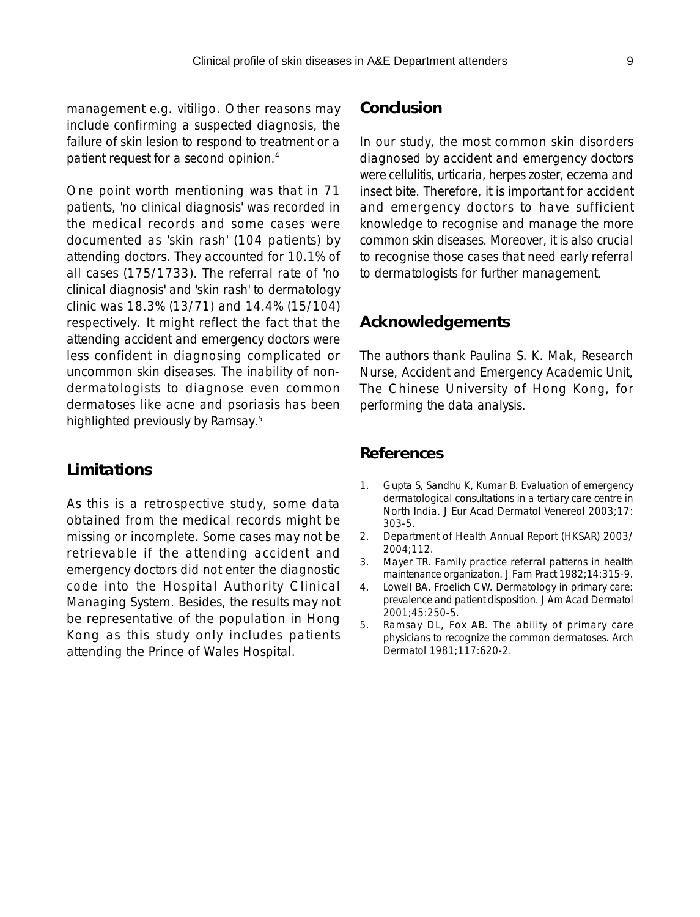management e.g. vitiligo. Other reasons may include confirming a suspected diagnosis, the failure of skin lesion to respond to treatment or a patient request for a second opinion.[4]

One point worth mentioning was that in 71 patients, 'no clinical diagnosis' was recorded in the medical records and some cases were documented as 'skin rash' (104 patients) by attending doctors. They accounted for 10.1% of all cases (175/1733). The referral rate of 'no clinical diagnosis' and 'skin rash' to dermatology clinic was 18.3% (13/71) and 14.4% (15/104) respectively. It might reflect the fact that the attending accident and emergency doctors were less confident in diagnosing complicated or uncommon skin diseases. The inability of non-dermatologists to diagnose even common dermatoses like acne and psoriasis has been highlighted previously by Ramsay.[5]

## Limitations

As this is a retrospective study, some data obtained from the medical records might be missing or incomplete. Some cases may not be retrievable if the attending accident and emergency doctors did not enter the diagnostic code into the Hospital Authority Clinical Managing System. Besides, the results may not be representative of the population in Hong Kong as this study only includes patients attending the Prince of Wales Hospital.

## Conclusion

In our study, the most common skin disorders diagnosed by accident and emergency doctors were cellulitis, urticaria, herpes zoster, eczema and insect bite. Therefore, it is important for accident and emergency doctors to have sufficient knowledge to recognise and manage the more common skin diseases. Moreover, it is also crucial to recognise those cases that need early referral to dermatologists for further management.

## Acknowledgements

The authors thank Paulina S. K. Mak, Research Nurse, Accident and Emergency Academic Unit, The Chinese University of Hong Kong, for performing the data analysis.

## References

1. Gupta S, Sandhu K, Kumar B. Evaluation of emergency dermatological consultations in a tertiary care centre in North India. J Eur Acad Dermatol Venereol 2003;17: 303-5.
2. Department of Health Annual Report (HKSAR) 2003/ 2004;112.
3. Mayer TR. Family practice referral patterns in health maintenance organization. J Fam Pract 1982;14:315-9.
4. Lowell BA, Froelich CW. Dermatology in primary care: prevalence and patient disposition. J Am Acad Dermatol 2001;45:250-5.
5. Ramsay DL, Fox AB. The ability of primary care physicians to recognize the common dermatoses. Arch Dermatol 1981;117:620-2.